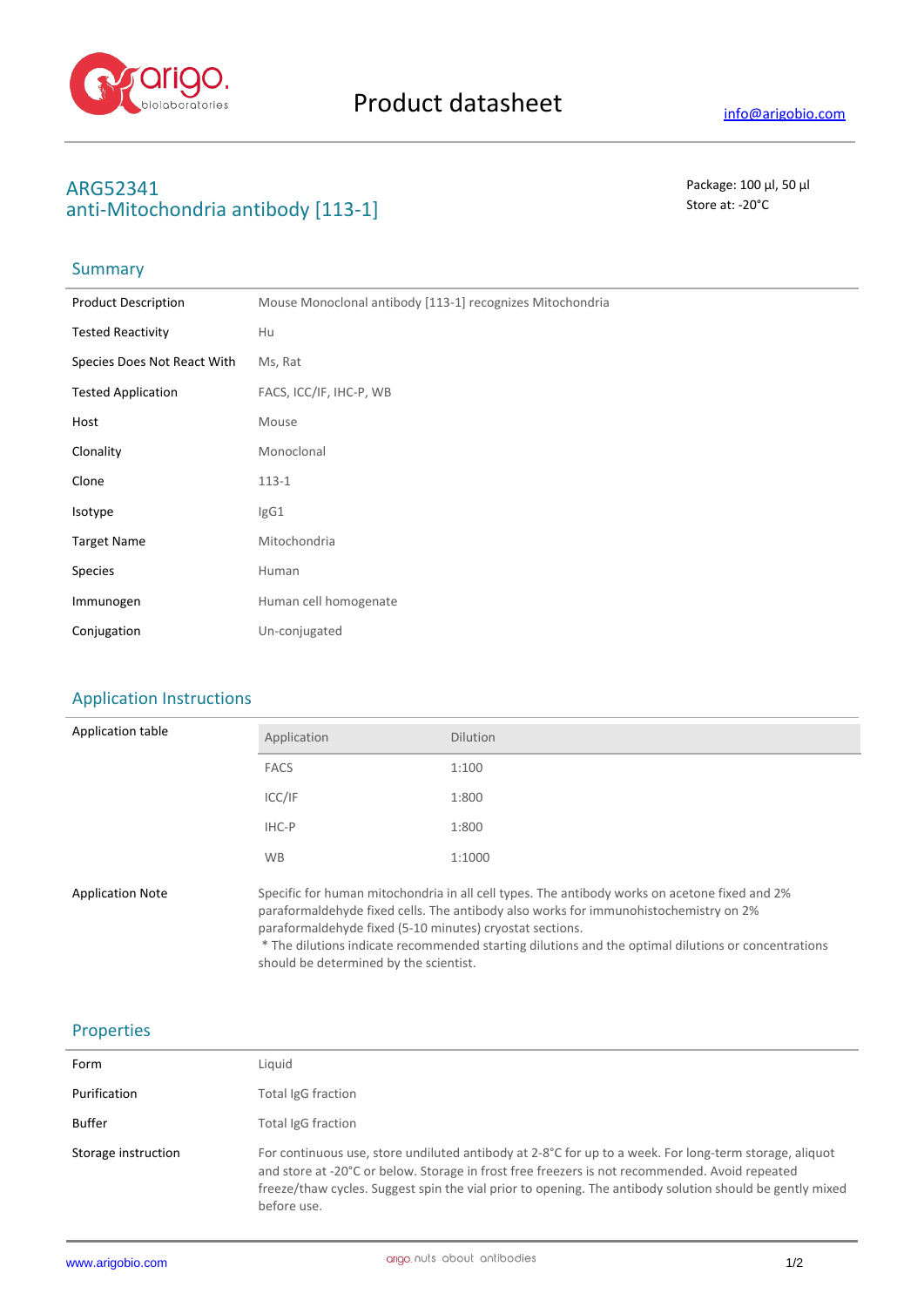# Product datasheet

info@arigobio.com

## ARG52341
## anti-Mitochondria antibody [113-1]

Package: 100 μl, 50 μl
Store at: -20°C

### Summary

| | |
|---|---|
| Product Description | Mouse Monoclonal antibody [113-1] recognizes Mitochondria |
| Tested Reactivity | Hu |
| Species Does Not React With | Ms, Rat |
| Tested Application | FACS, ICC/IF, IHC-P, WB |
| Host | Mouse |
| Clonality | Monoclonal |
| Clone | 113-1 |
| Isotype | IgG1 |
| Target Name | Mitochondria |
| Species | Human |
| Immunogen | Human cell homogenate |
| Conjugation | Un-conjugated |

### Application Instructions

Application table

| Application | Dilution |
|---|---|
| FACS | 1:100 |
| ICC/IF | 1:800 |
| IHC-P | 1:800 |
| WB | 1:1000 |

Application Note

Specific for human mitochondria in all cell types. The antibody works on acetone fixed and 2% paraformaldehyde fixed cells. The antibody also works for immunohistochemistry on 2% paraformaldehyde fixed (5-10 minutes) cryostat sections.
* The dilutions indicate recommended starting dilutions and the optimal dilutions or concentrations should be determined by the scientist.

### Properties

| | |
|---|---|
| Form | Liquid |
| Purification | Total IgG fraction |
| Buffer | Total IgG fraction |
| Storage instruction | For continuous use, store undiluted antibody at 2-8°C for up to a week. For long-term storage, aliquot and store at -20°C or below. Storage in frost free freezers is not recommended. Avoid repeated freeze/thaw cycles. Suggest spin the vial prior to opening. The antibody solution should be gently mixed before use. |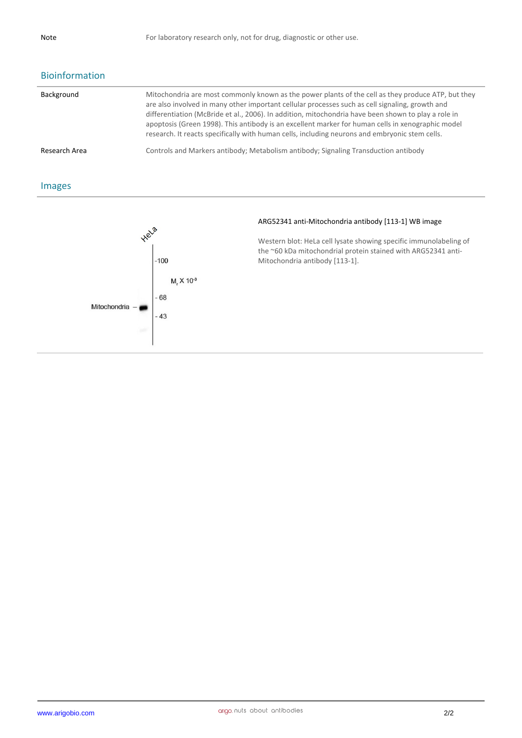| | |
|---|---|
| Note | For laboratory research only, not for drug, diagnostic or other use. |

## Bioinformation

| | |
|---|---|
| Background | Mitochondria are most commonly known as the power plants of the cell as they produce ATP, but they are also involved in many other important cellular processes such as cell signaling, growth and differentiation (McBride et al., 2006). In addition, mitochondria have been shown to play a role in apoptosis (Green 1998). This antibody is an excellent marker for human cells in xenographic model research. It reacts specifically with human cells, including neurons and embryonic stem cells. |
| Research Area | Controls and Markers antibody; Metabolism antibody; Signaling Transduction antibody |

## Images

HeLa

-100

$M_r$ X $10^{-3}$

- 68

Mitochondria –

- 43

ARG52341 anti-Mitochondria antibody [113-1] WB image

Western blot: HeLa cell lysate showing specific immunolabeling of the ~60 kDa mitochondrial protein stained with ARG52341 anti-Mitochondria antibody [113-1].